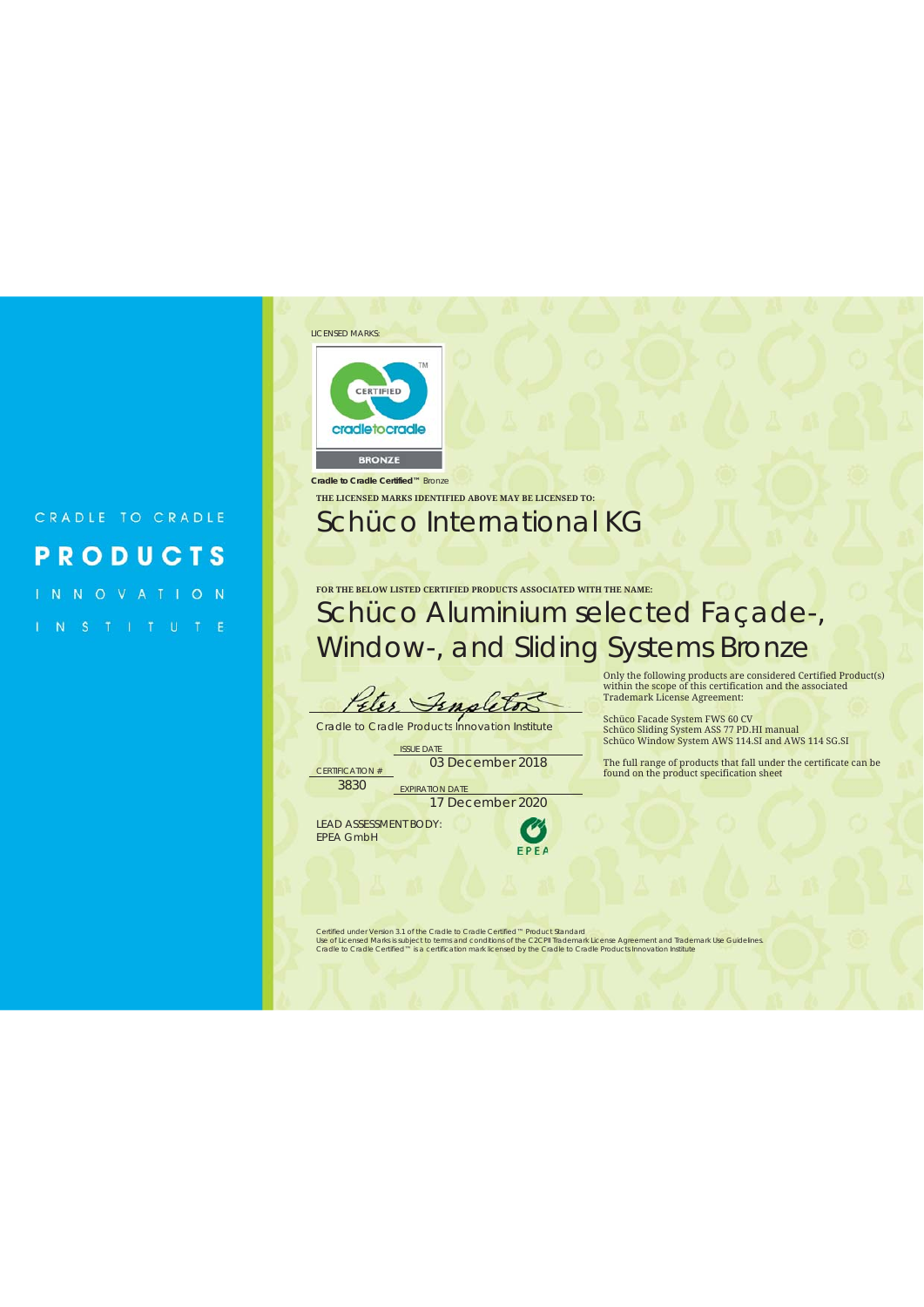CRADLE TO CRADLE

**PRODUCTS**

INNOVATION

INSTITUTE

LICENSED MARKS:

CERTIFIED cradletocradle TM

BRONZE

**Cradle to Cradle Certified™** Bronze

**THE LICENSED MARKS IDENTIFIED ABOVE MAY BE LICENSED TO:**

# Schüco International KG

**FOR THE BELOW LISTED CERTIFIED PRODUCTS ASSOCIATED WITH THE NAME:**

# Schüco Aluminium selected Façade-, Window-, and Sliding Systems Bronze

Peter Templeton

Cradle to Cradle Products Innovation Institute

CERTIFICATION #
3830

ISSUE DATE
03 December 2018

EXPIRATION DATE
17 December 2020

LEAD ASSESSMENT BODY:
EPEA GmbH

EPEA

Only the following products are considered Certified Product(s) within the scope of this certification and the associated Trademark License Agreement:

Schüco Facade System FWS 60 CV
Schüco Sliding System ASS 77 PD.HI manual
Schüco Window System AWS 114.SI and AWS 114 SG.SI

The full range of products that fall under the certificate can be found on the product specification sheet

Certified under Version 3.1 of the Cradle to Cradle Certified™ Product Standard
Use of Licensed Marks is subject to terms and conditions of the C2CPII Trademark License Agreement and Trademark Use Guidelines.
Cradle to Cradle Certified™ is a certification mark licensed by the Cradle to Cradle Products Innovation Institute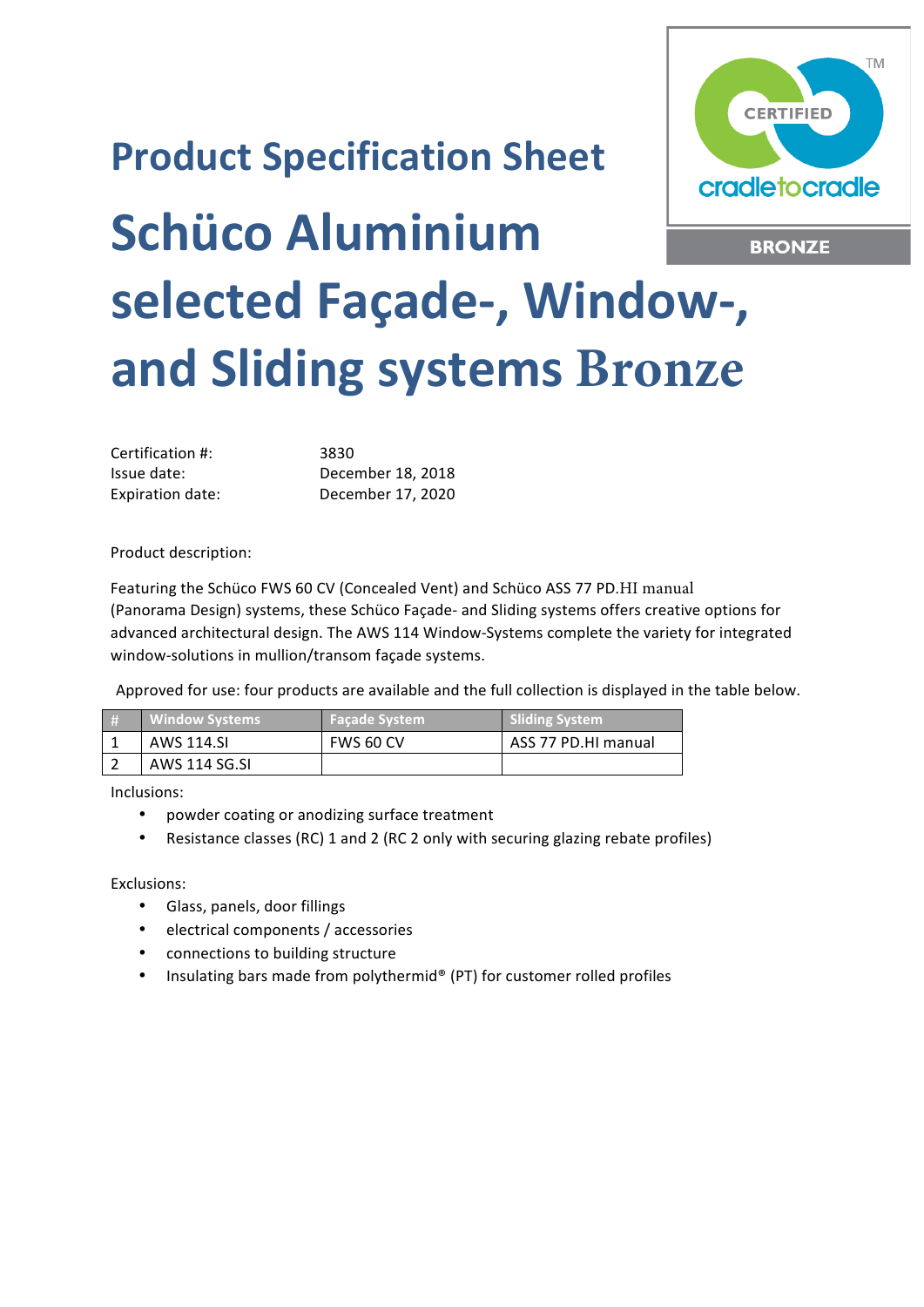CERTIFIED

cradletocradle

BRONZE

## Product Specification Sheet

# Schüco Aluminium selected Façade-, Window-, and Sliding systems Bronze

Certification #: 3830
Issue date: December 18, 2018
Expiration date: December 17, 2020

Product description:

Featuring the Schüco FWS 60 CV (Concealed Vent) and Schüco ASS 77 PD.HI manual (Panorama Design) systems, these Schüco Façade- and Sliding systems offers creative options for advanced architectural design. The AWS 114 Window-Systems complete the variety for integrated window-solutions in mullion/transom façade systems.

Approved for use: four products are available and the full collection is displayed in the table below.

| # | Window Systems | Façade System | Sliding System |
|---|---|---|---|
| 1 | AWS 114.SI | FWS 60 CV | ASS 77 PD.HI manual |
| 2 | AWS 114 SG.SI | | |

Inclusions:

- powder coating or anodizing surface treatment
- Resistance classes (RC) 1 and 2 (RC 2 only with securing glazing rebate profiles)

Exclusions:

- Glass, panels, door fillings
- electrical components / accessories
- connections to building structure
- Insulating bars made from polythermid® (PT) for customer rolled profiles